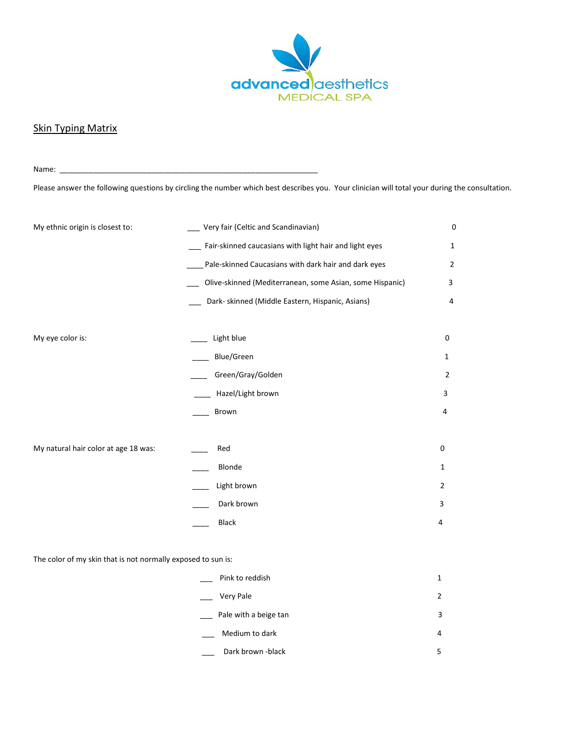advanced aesthetics
MEDICAL SPA

## Skin Typing Matrix

Name: ____________________________________________________________

Please answer the following questions by circling the number which best describes you. Your clinician will total your during the consultation.

| My ethnic origin is closest to: | | |
|---|---|---|
| | ___ Very fair (Celtic and Scandinavian) | 0 |
| | ___ Fair-skinned caucasians with light hair and light eyes | 1 |
| | ____ Pale-skinned Caucasians with dark hair and dark eyes | 2 |
| | ___ Olive-skinned (Mediterranean, some Asian, some Hispanic) | 3 |
| | ___ Dark- skinned (Middle Eastern, Hispanic, Asians) | 4 |

| My eye color is: | | |
|---|---|---|
| | ____ Light blue | 0 |
| | ____ Blue/Green | 1 |
| | ____ Green/Gray/Golden | 2 |
| | ____ Hazel/Light brown | 3 |
| | ____ Brown | 4 |

| My natural hair color at age 18 was: | | |
|---|---|---|
| | ____ Red | 0 |
| | ____ Blonde | 1 |
| | ____ Light brown | 2 |
| | ____ Dark brown | 3 |
| | ____ Black | 4 |

The color of my skin that is not normally exposed to sun is:

| | |
|---|---|
| ___ Pink to reddish | 1 |
| ___ Very Pale | 2 |
| ___ Pale with a beige tan | 3 |
| ___ Medium to dark | 4 |
| ___ Dark brown -black | 5 |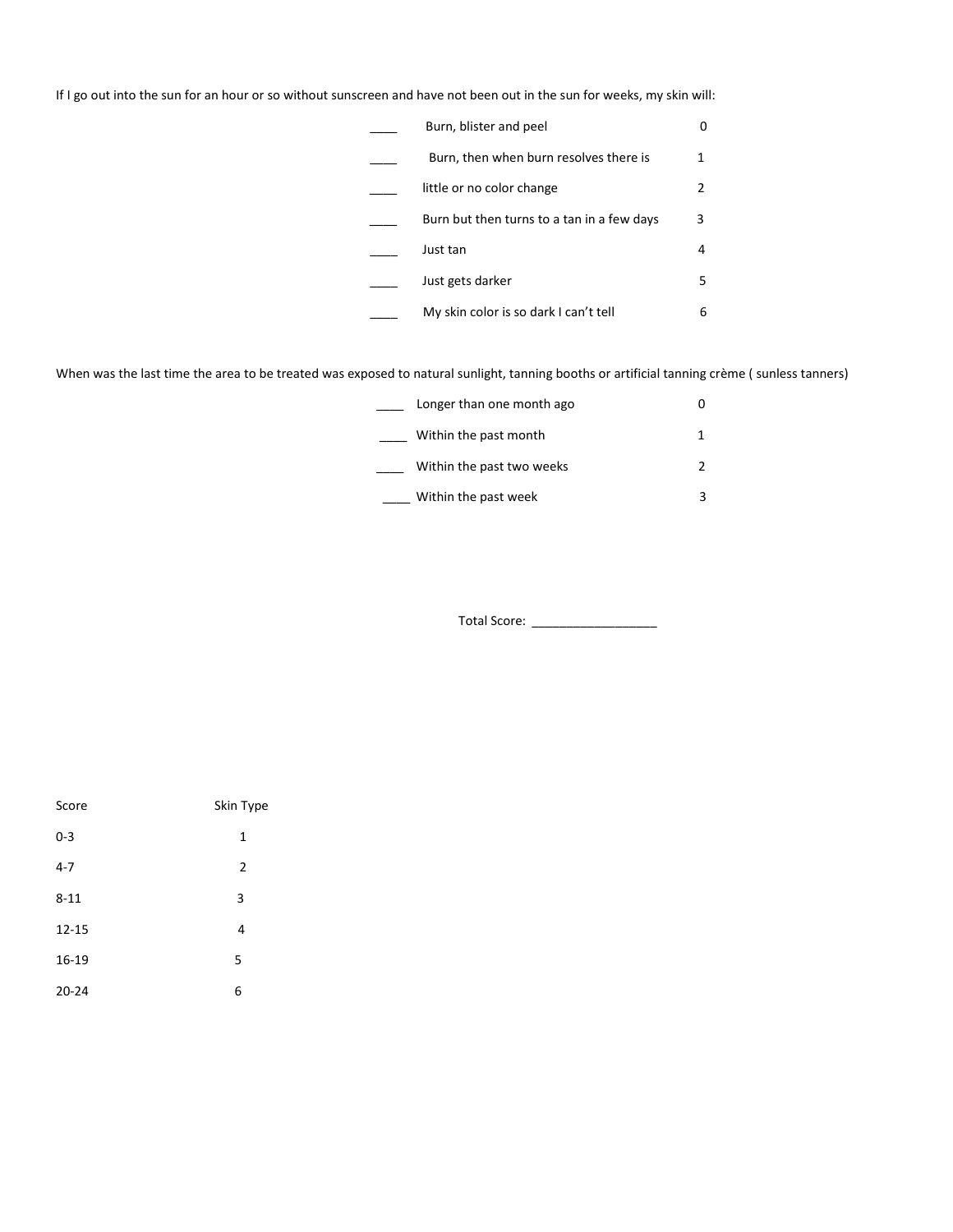If I go out into the sun for an hour or so without sunscreen and have not been out in the sun for weeks, my skin will:

| | | |
|---|---|---|
| ____ | Burn, blister and peel | 0 |
| ____ | Burn, then when burn resolves there is | 1 |
| ____ | little or no color change | 2 |
| ____ | Burn but then turns to a tan in a few days | 3 |
| ____ | Just tan | 4 |
| ____ | Just gets darker | 5 |
| ____ | My skin color is so dark I can't tell | 6 |

When was the last time the area to be treated was exposed to natural sunlight, tanning booths or artificial tanning crème ( sunless tanners)

| | | |
|---|---|---|
| ____ | Longer than one month ago | 0 |
| ____ | Within the past month | 1 |
| ____ | Within the past two weeks | 2 |
| ____ | Within the past week | 3 |

Total Score: __________________

| Score | Skin Type |
|---|---|
| 0-3 | 1 |
| 4-7 | 2 |
| 8-11 | 3 |
| 12-15 | 4 |
| 16-19 | 5 |
| 20-24 | 6 |